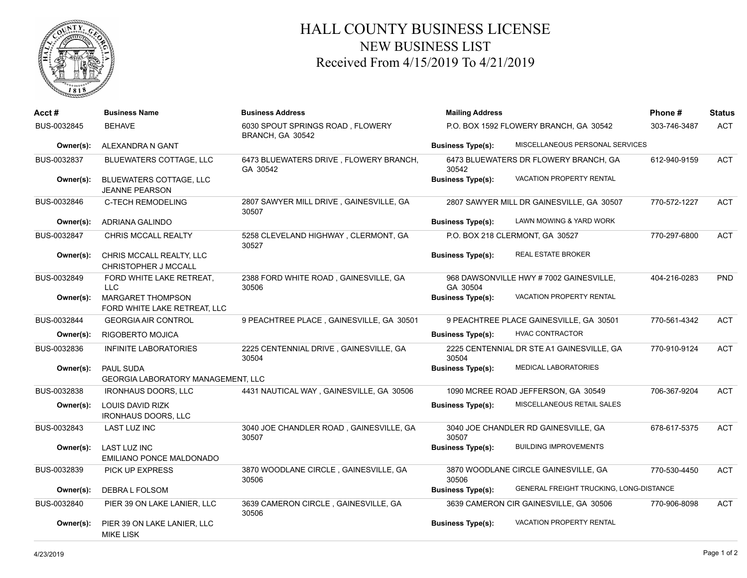# HALL COUNTY BUSINESS LICENSE
## NEW BUSINESS LIST
### Received From 4/15/2019 To 4/21/2019

| Acct # | Business Name | Business Address | Mailing Address | Phone # | Status |
|---|---|---|---|---|---|
| BUS-0032845 | BEHAVE | 6030 SPOUT SPRINGS ROAD , FLOWERY BRANCH, GA 30542 | P.O. BOX 1592 FLOWERY BRANCH, GA 30542 | 303-746-3487 | ACT |
| **Owner(s):** | ALEXANDRA N GANT | | **Business Type(s):** MISCELLANEOUS PERSONAL SERVICES | | |
| BUS-0032837 | BLUEWATERS COTTAGE, LLC | 6473 BLUEWATERS DRIVE , FLOWERY BRANCH, GA 30542 | 6473 BLUEWATERS DR FLOWERY BRANCH, GA 30542 | 612-940-9159 | ACT |
| **Owner(s):** | BLUEWATERS COTTAGE, LLC<br>JEANNE PEARSON | | **Business Type(s):** VACATION PROPERTY RENTAL | | |
| BUS-0032846 | C-TECH REMODELING | 2807 SAWYER MILL DRIVE , GAINESVILLE, GA 30507 | 2807 SAWYER MILL DR GAINESVILLE, GA 30507 | 770-572-1227 | ACT |
| **Owner(s):** | ADRIANA GALINDO | | **Business Type(s):** LAWN MOWING & YARD WORK | | |
| BUS-0032847 | CHRIS MCCALL REALTY | 5258 CLEVELAND HIGHWAY , CLERMONT, GA 30527 | P.O. BOX 218 CLERMONT, GA 30527 | 770-297-6800 | ACT |
| **Owner(s):** | CHRIS MCCALL REALTY, LLC<br>CHRISTOPHER J MCCALL | | **Business Type(s):** REAL ESTATE BROKER | | |
| BUS-0032849 | FORD WHITE LAKE RETREAT, LLC | 2388 FORD WHITE ROAD , GAINESVILLE, GA 30506 | 968 DAWSONVILLE HWY # 7002 GAINESVILLE, GA 30504 | 404-216-0283 | PND |
| **Owner(s):** | MARGARET THOMPSON<br>FORD WHITE LAKE RETREAT, LLC | | **Business Type(s):** VACATION PROPERTY RENTAL | | |
| BUS-0032844 | GEORGIA AIR CONTROL | 9 PEACHTREE PLACE , GAINESVILLE, GA 30501 | 9 PEACHTREE PLACE GAINESVILLE, GA 30501 | 770-561-4342 | ACT |
| **Owner(s):** | RIGOBERTO MOJICA | | **Business Type(s):** HVAC CONTRACTOR | | |
| BUS-0032836 | INFINITE LABORATORIES | 2225 CENTENNIAL DRIVE , GAINESVILLE, GA 30504 | 2225 CENTENNIAL DR STE A1 GAINESVILLE, GA 30504 | 770-910-9124 | ACT |
| **Owner(s):** | PAUL SUDA<br>GEORGIA LABORATORY MANAGEMENT, LLC | | **Business Type(s):** MEDICAL LABORATORIES | | |
| BUS-0032838 | IRONHAUS DOORS, LLC | 4431 NAUTICAL WAY , GAINESVILLE, GA 30506 | 1090 MCREE ROAD JEFFERSON, GA 30549 | 706-367-9204 | ACT |
| **Owner(s):** | LOUIS DAVID RIZK<br>IRONHAUS DOORS, LLC | | **Business Type(s):** MISCELLANEOUS RETAIL SALES | | |
| BUS-0032843 | LAST LUZ INC | 3040 JOE CHANDLER ROAD , GAINESVILLE, GA 30507 | 3040 JOE CHANDLER RD GAINESVILLE, GA 30507 | 678-617-5375 | ACT |
| **Owner(s):** | LAST LUZ INC<br>EMILIANO PONCE MALDONADO | | **Business Type(s):** BUILDING IMPROVEMENTS | | |
| BUS-0032839 | PICK UP EXPRESS | 3870 WOODLANE CIRCLE , GAINESVILLE, GA 30506 | 3870 WOODLANE CIRCLE GAINESVILLE, GA 30506 | 770-530-4450 | ACT |
| **Owner(s):** | DEBRA L FOLSOM | | **Business Type(s):** GENERAL FREIGHT TRUCKING, LONG-DISTANCE | | |
| BUS-0032840 | PIER 39 ON LAKE LANIER, LLC | 3639 CAMERON CIRCLE , GAINESVILLE, GA 30506 | 3639 CAMERON CIR GAINESVILLE, GA 30506 | 770-906-8098 | ACT |
| **Owner(s):** | PIER 39 ON LAKE LANIER, LLC<br>MIKE LISK | | **Business Type(s):** VACATION PROPERTY RENTAL | | |

4/23/2019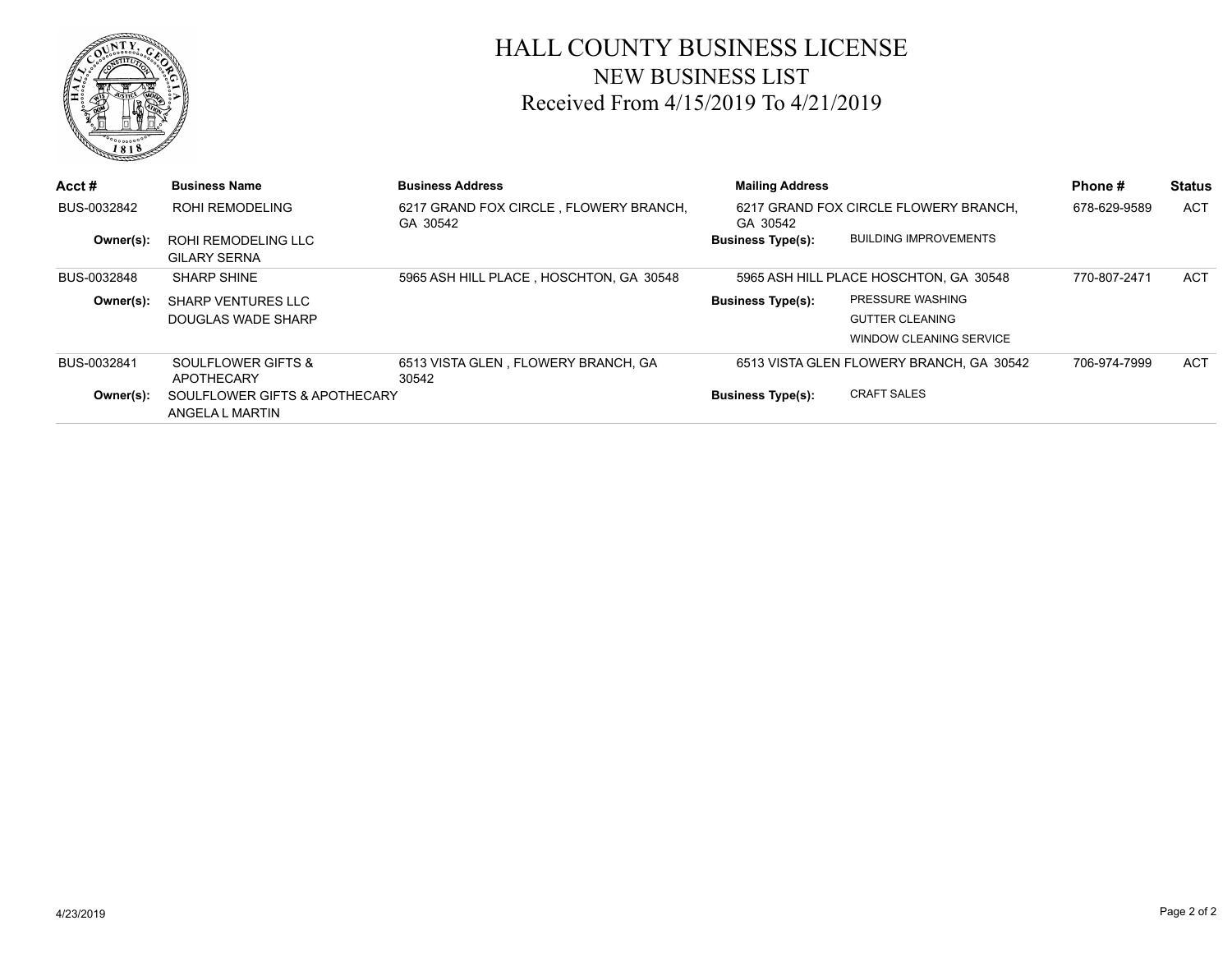# HALL COUNTY BUSINESS LICENSE
## NEW BUSINESS LIST
## Received From 4/15/2019 To 4/21/2019

| Acct # | Business Name | Business Address | Mailing Address | | Phone # | Status |
|---|---|---|---|---|---|---|
| BUS-0032842 | ROHI REMODELING | 6217 GRAND FOX CIRCLE , FLOWERY BRANCH, GA 30542 | 6217 GRAND FOX CIRCLE FLOWERY BRANCH, GA 30542 | | 678-629-9589 | ACT |
| **Owner(s):** | ROHI REMODELING LLC<br>GILARY SERNA | | **Business Type(s):** | BUILDING IMPROVEMENTS | | |
| BUS-0032848 | SHARP SHINE | 5965 ASH HILL PLACE , HOSCHTON, GA 30548 | 5965 ASH HILL PLACE HOSCHTON, GA 30548 | | 770-807-2471 | ACT |
| **Owner(s):** | SHARP VENTURES LLC<br>DOUGLAS WADE SHARP | | **Business Type(s):** | PRESSURE WASHING<br>GUTTER CLEANING<br>WINDOW CLEANING SERVICE | | |
| BUS-0032841 | SOULFLOWER GIFTS & APOTHECARY | 6513 VISTA GLEN , FLOWERY BRANCH, GA 30542 | 6513 VISTA GLEN FLOWERY BRANCH, GA 30542 | | 706-974-7999 | ACT |
| **Owner(s):** | SOULFLOWER GIFTS & APOTHECARY<br>ANGELA L MARTIN | | **Business Type(s):** | CRAFT SALES | | |

4/23/2019